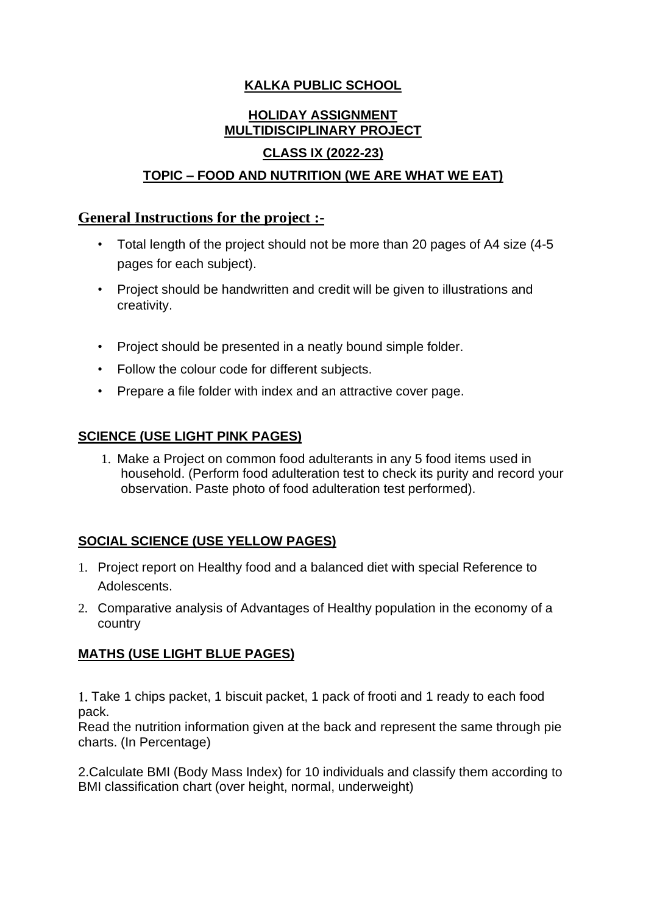# KALKA PUBLIC SCHOOL

## HOLIDAY ASSIGNMENT
## MULTIDISCIPLINARY PROJECT

## CLASS IX (2022-23)

## TOPIC – FOOD AND NUTRITION (WE ARE WHAT WE EAT)

## General Instructions for the project :-

- Total length of the project should not be more than 20 pages of A4 size (4-5 pages for each subject).
- Project should be handwritten and credit will be given to illustrations and creativity.
- Project should be presented in a neatly bound simple folder.
- Follow the colour code for different subjects.
- Prepare a file folder with index and an attractive cover page.

### SCIENCE (USE LIGHT PINK PAGES)

1. Make a Project on common food adulterants in any 5 food items used in household. (Perform food adulteration test to check its purity and record your observation. Paste photo of food adulteration test performed).

### SOCIAL SCIENCE (USE YELLOW PAGES)

1. Project report on Healthy food and a balanced diet with special Reference to Adolescents.
2. Comparative analysis of Advantages of Healthy population in the economy of a country

### MATHS (USE LIGHT BLUE PAGES)

1. Take 1 chips packet, 1 biscuit packet, 1 pack of frooti and 1 ready to each food pack.
Read the nutrition information given at the back and represent the same through pie charts. (In Percentage)

2. Calculate BMI (Body Mass Index) for 10 individuals and classify them according to BMI classification chart (over height, normal, underweight)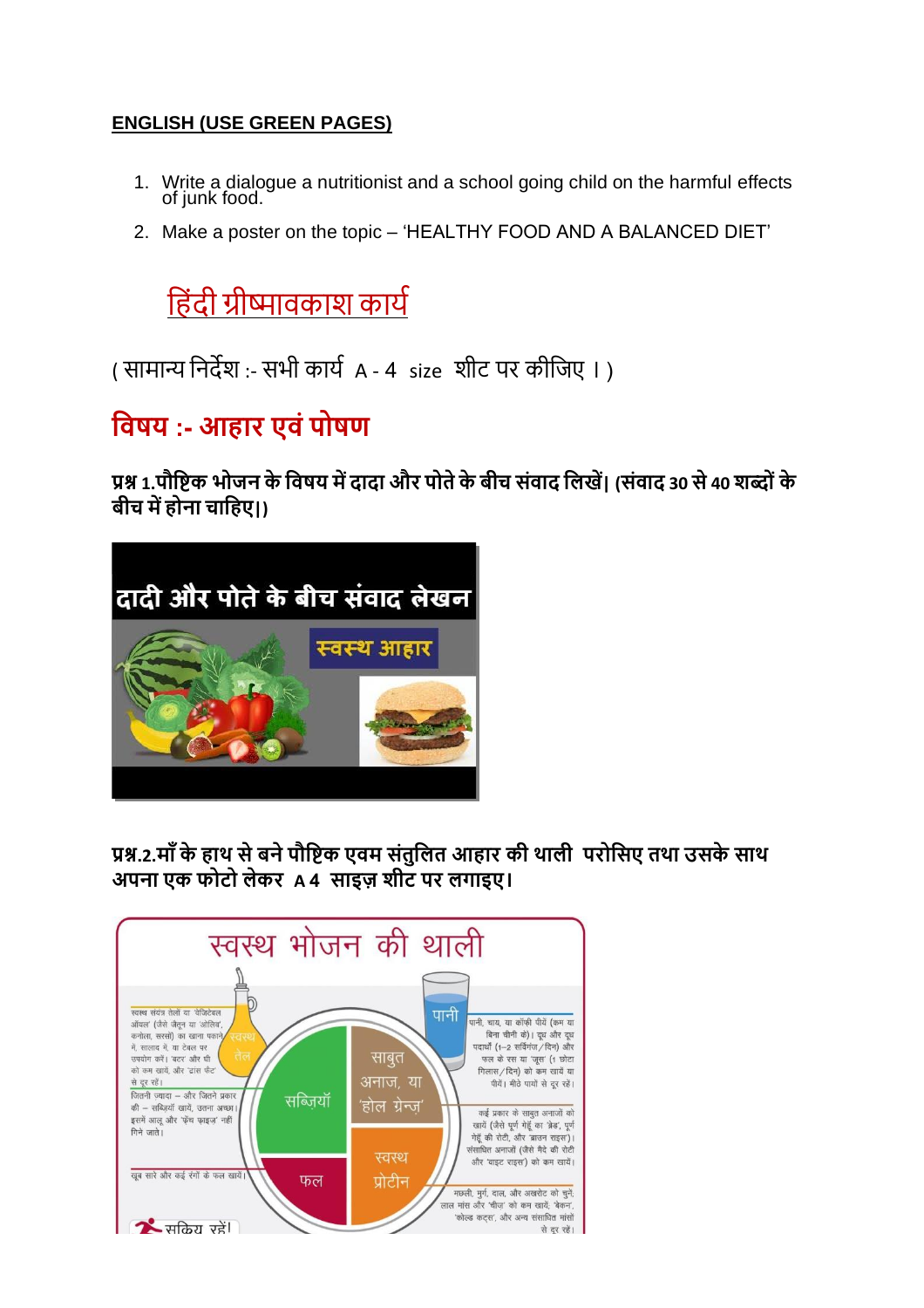**ENGLISH (USE GREEN PAGES)**

1. Write a dialogue a nutritionist and a school going child on the harmful effects of junk food.
2. Make a poster on the topic – 'HEALTHY FOOD AND A BALANCED DIET'

# हिंदी ग्रीष्मावकाश कार्य

( सामान्य निर्देश :- सभी कार्य A - 4 size शीट पर कीजिए । )

## विषय :- आहार एवं पोषण

**प्रश्न 1.पौष्टिक भोजन के विषय में दादा और पोते के बीच संवाद लिखें। (संवाद 30 से 40 शब्दों के बीच में होना चाहिए।)**

दादी और पोते के बीच संवाद लेखन

स्वस्थ आहार

**प्रश्न.2.माँ के हाथ से बने पौष्टिक एवम संतुलित आहार की थाली परोसिए तथा उसके साथ अपना एक फोटो लेकर A 4 साइज़ शीट पर लगाइए।**

स्वस्थ भोजन की थाली

स्वस्थ तेल — स्वस्थ संयंत्र तेलों या 'वेजिटेबल ऑयल' (जैसे जैतून या 'ऑलिव', कनोला, सरसों) का खाना पकाने में, सलाद में, या टेबल पर उपयोग करें। 'बटर' और घी को कम खायें, और 'ट्रांस फैट' से दूर रहें।

पानी — पानी, चाय, या कॉफ़ी पीयें (कम या बिना चीनी के)। दूध और दूध पदार्थों (1–2 सर्विंग्स/दिन) और फल के रस या 'जूस' (1 छोटा गिलास/दिन) को कम खायें या पीयें। मीठे पायों से दूर रहें।

सब्ज़ियाँ — जितनी ज्यादा – और जितने प्रकार की – सब्ज़ियाँ खायें, उतना अच्छा। इसमें आलू और 'फ्रेंच फ्राइज़' नहीं गिने जाते।

साबुत अनाज, या 'होल ग्रेन्ज़' — कई प्रकार के साबुत अनाजों को खायें (जैसे पूर्ण गेहूं का 'ब्रेड', पूर्ण गेहूं की रोटी, और ब्राउन राइस)। संसाधित अनाजों (जैसे मैदे की रोटी और 'वाइट राइस') को कम खायें।

फल — खूब सारे और कई रंगों के फल खायें।

स्वस्थ प्रोटीन — मछली, मुर्ग, दाल, और अखरोट को चुनें, लाल मांस और 'चीज़' को कम खायें, 'बेकन', 'कोल्ड कट्स', और अन्य संसाधित मांसों से दूर रहें।

सक्रिय रहें!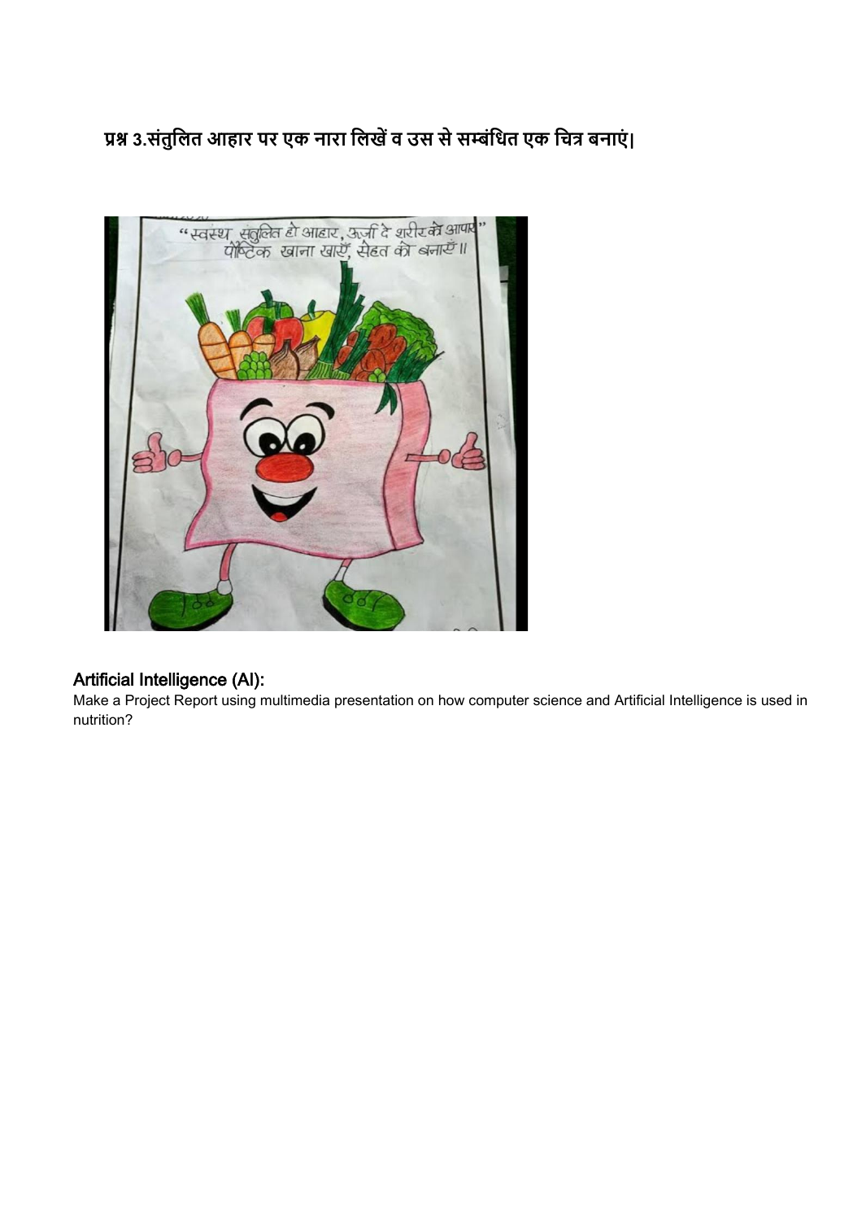**प्रश्न 3.संतुलित आहार पर एक नारा लिखें व उस से सम्बंधित एक चित्र बनाएं|**

## Artificial Intelligence (AI):

Make a Project Report using multimedia presentation on how computer science and Artificial Intelligence is used in nutrition?